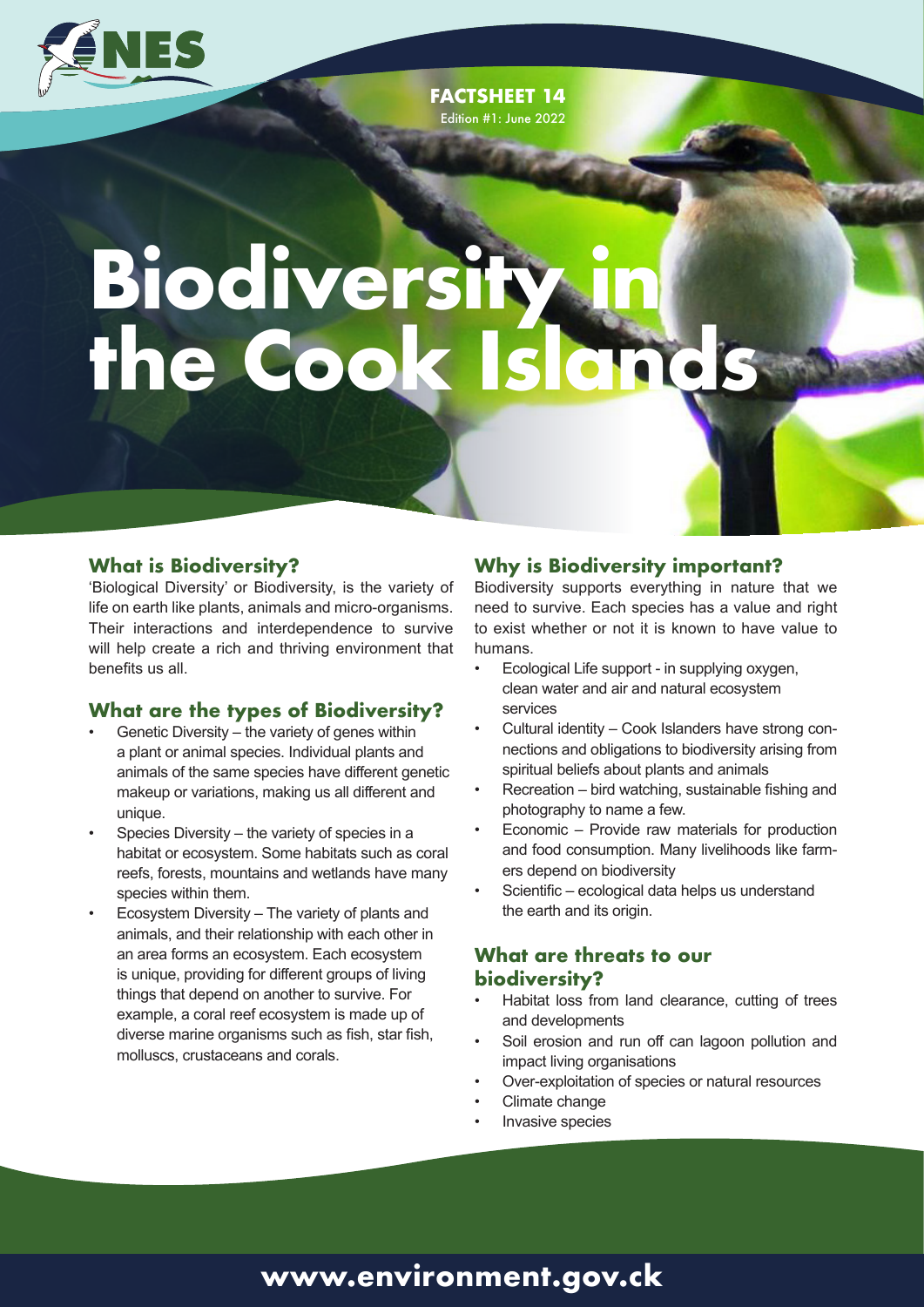FACTSHEET 14
Edition #1: June 2022

# Biodiversity in the Cook Islands

## What is Biodiversity?

'Biological Diversity' or Biodiversity, is the variety of life on earth like plants, animals and micro-organisms. Their interactions and interdependence to survive will help create a rich and thriving environment that benefits us all.

## What are the types of Biodiversity?

- Genetic Diversity – the variety of genes within a plant or animal species. Individual plants and animals of the same species have different genetic makeup or variations, making us all different and unique.
- Species Diversity – the variety of species in a habitat or ecosystem. Some habitats such as coral reefs, forests, mountains and wetlands have many species within them.
- Ecosystem Diversity – The variety of plants and animals, and their relationship with each other in an area forms an ecosystem. Each ecosystem is unique, providing for different groups of living things that depend on another to survive. For example, a coral reef ecosystem is made up of diverse marine organisms such as fish, star fish, molluscs, crustaceans and corals.

## Why is Biodiversity important?

Biodiversity supports everything in nature that we need to survive. Each species has a value and right to exist whether or not it is known to have value to humans.

- Ecological Life support - in supplying oxygen, clean water and air and natural ecosystem services
- Cultural identity – Cook Islanders have strong connections and obligations to biodiversity arising from spiritual beliefs about plants and animals
- Recreation – bird watching, sustainable fishing and photography to name a few.
- Economic – Provide raw materials for production and food consumption. Many livelihoods like farmers depend on biodiversity
- Scientific – ecological data helps us understand the earth and its origin.

## What are threats to our biodiversity?

- Habitat loss from land clearance, cutting of trees and developments
- Soil erosion and run off can lagoon pollution and impact living organisations
- Over-exploitation of species or natural resources
- Climate change
- Invasive species

www.environment.gov.ck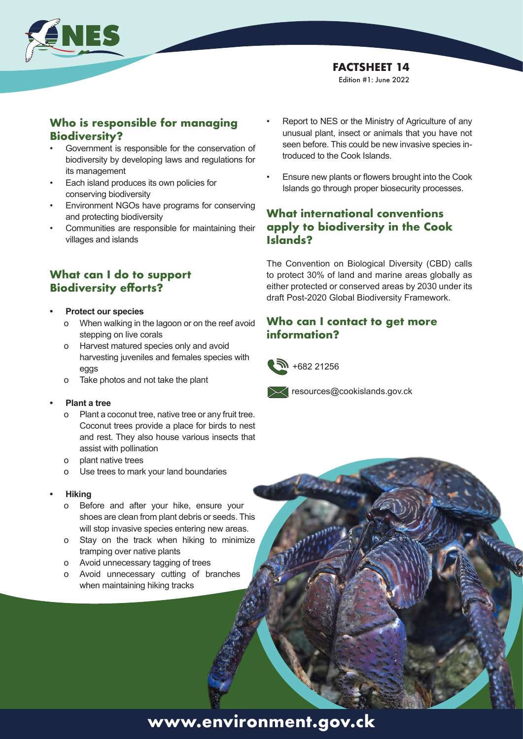## Who is responsible for managing Biodiversity?

- Government is responsible for the conservation of biodiversity by developing laws and regulations for its management
- Each island produces its own policies for conserving biodiversity
- Environment NGOs have programs for conserving and protecting biodiversity
- Communities are responsible for maintaining their villages and islands

## What can I do to support Biodiversity efforts?

- **Protect our species**
  - When walking in the lagoon or on the reef avoid stepping on live corals
  - Harvest matured species only and avoid harvesting juveniles and females species with eggs
  - Take photos and not take the plant
- **Plant a tree**
  - Plant a coconut tree, native tree or any fruit tree. Coconut trees provide a place for birds to nest and rest. They also house various insects that assist with pollination
  - plant native trees
  - Use trees to mark your land boundaries
- **Hiking**
  - Before and after your hike, ensure your shoes are clean from plant debris or seeds. This will stop invasive species entering new areas.
  - Stay on the track when hiking to minimize tramping over native plants
  - Avoid unnecessary tagging of trees
  - Avoid unnecessary cutting of branches when maintaining hiking tracks
- Report to NES or the Ministry of Agriculture of any unusual plant, insect or animals that you have not seen before. This could be new invasive species introduced to the Cook Islands.
- Ensure new plants or flowers brought into the Cook Islands go through proper biosecurity processes.

## What international conventions apply to biodiversity in the Cook Islands?

The Convention on Biological Diversity (CBD) calls to protect 30% of land and marine areas globally as either protected or conserved areas by 2030 under its draft Post-2020 Global Biodiversity Framework.

## Who can I contact to get more information?

+682 21256

resources@cookislands.gov.ck

**www.environment.gov.ck**